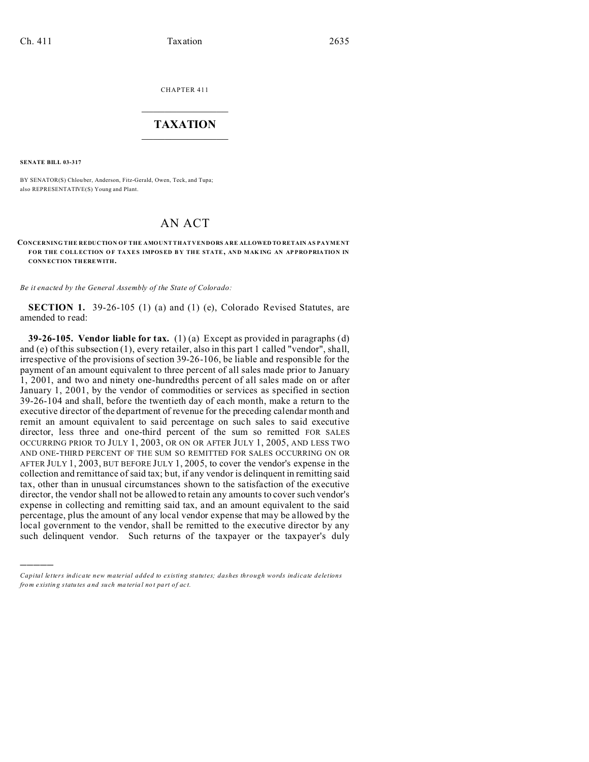CHAPTER 411

# TAXATION

**SENATE BILL 03-317**

BY SENATOR(S) Chlouber, Anderson, Fitz-Gerald, Owen, Teck, and Tupa;
also REPRESENTATIVE(S) Young and Plant.

# AN ACT

**CONCERNING THE REDUCTION OF THE AMOUNT THAT VENDORS ARE ALLOWED TO RETAIN AS PAYMENT FOR THE COLLECTION OF TAXES IMPOSED BY THE STATE, AND MAKING AN APPROPRIATION IN CONNECTION THEREWITH.**

*Be it enacted by the General Assembly of the State of Colorado:*

**SECTION 1.** 39-26-105 (1) (a) and (1) (e), Colorado Revised Statutes, are amended to read:

**39-26-105. Vendor liable for tax.** (1) (a) Except as provided in paragraphs (d) and (e) of this subsection (1), every retailer, also in this part 1 called "vendor", shall, irrespective of the provisions of section 39-26-106, be liable and responsible for the payment of an amount equivalent to three percent of all sales made prior to January 1, 2001, and two and ninety one-hundredths percent of all sales made on or after January 1, 2001, by the vendor of commodities or services as specified in section 39-26-104 and shall, before the twentieth day of each month, make a return to the executive director of the department of revenue for the preceding calendar month and remit an amount equivalent to said percentage on such sales to said executive director, less three and one-third percent of the sum so remitted FOR SALES OCCURRING PRIOR TO JULY 1, 2003, OR ON OR AFTER JULY 1, 2005, AND LESS TWO AND ONE-THIRD PERCENT OF THE SUM SO REMITTED FOR SALES OCCURRING ON OR AFTER JULY 1, 2003, BUT BEFORE JULY 1, 2005, to cover the vendor's expense in the collection and remittance of said tax; but, if any vendor is delinquent in remitting said tax, other than in unusual circumstances shown to the satisfaction of the executive director, the vendor shall not be allowed to retain any amounts to cover such vendor's expense in collecting and remitting said tax, and an amount equivalent to the said percentage, plus the amount of any local vendor expense that may be allowed by the local government to the vendor, shall be remitted to the executive director by any such delinquent vendor. Such returns of the taxpayer or the taxpayer's duly

---

*Capital letters indicate new material added to existing statutes; dashes through words indicate deletions from existing statutes and such material not part of act.*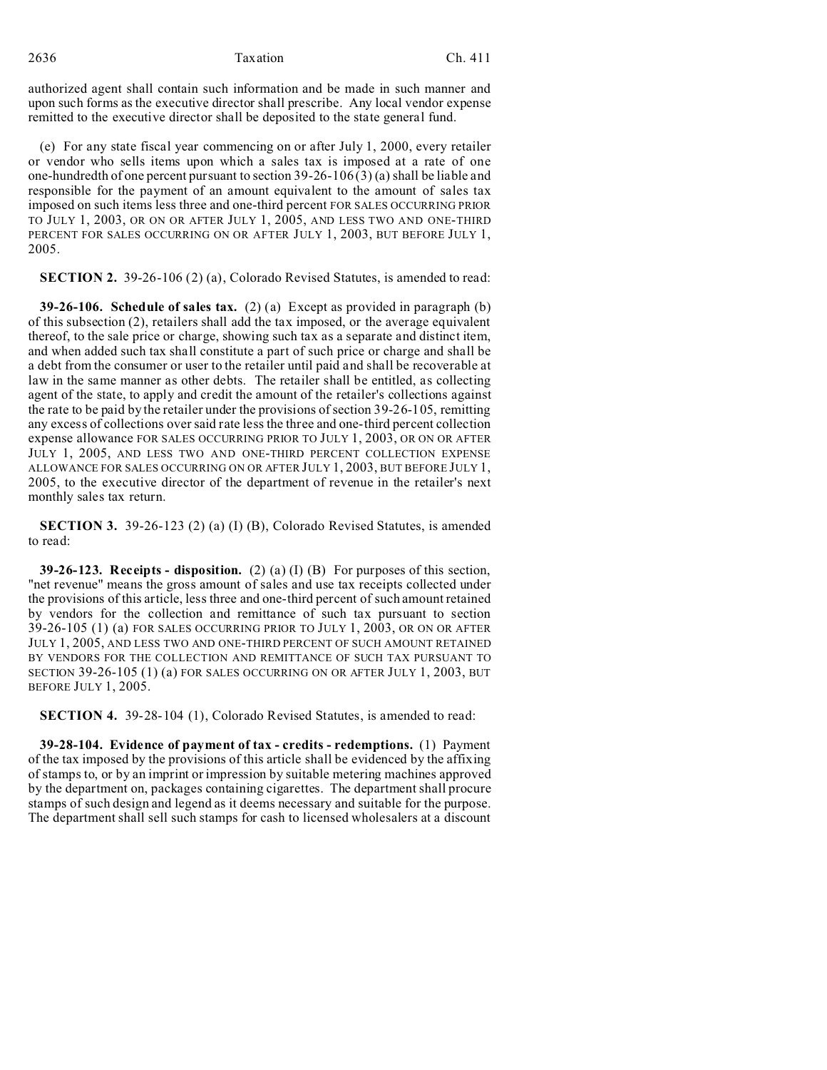authorized agent shall contain such information and be made in such manner and upon such forms as the executive director shall prescribe. Any local vendor expense remitted to the executive director shall be deposited to the state general fund.

(e) For any state fiscal year commencing on or after July 1, 2000, every retailer or vendor who sells items upon which a sales tax is imposed at a rate of one one-hundredth of one percent pursuant to section 39-26-106 (3) (a) shall be liable and responsible for the payment of an amount equivalent to the amount of sales tax imposed on such items less three and one-third percent FOR SALES OCCURRING PRIOR TO JULY 1, 2003, OR ON OR AFTER JULY 1, 2005, AND LESS TWO AND ONE-THIRD PERCENT FOR SALES OCCURRING ON OR AFTER JULY 1, 2003, BUT BEFORE JULY 1, 2005.

**SECTION 2.** 39-26-106 (2) (a), Colorado Revised Statutes, is amended to read:

**39-26-106. Schedule of sales tax.** (2) (a) Except as provided in paragraph (b) of this subsection (2), retailers shall add the tax imposed, or the average equivalent thereof, to the sale price or charge, showing such tax as a separate and distinct item, and when added such tax shall constitute a part of such price or charge and shall be a debt from the consumer or user to the retailer until paid and shall be recoverable at law in the same manner as other debts. The retailer shall be entitled, as collecting agent of the state, to apply and credit the amount of the retailer's collections against the rate to be paid by the retailer under the provisions of section 39-26-105, remitting any excess of collections over said rate less the three and one-third percent collection expense allowance FOR SALES OCCURRING PRIOR TO JULY 1, 2003, OR ON OR AFTER JULY 1, 2005, AND LESS TWO AND ONE-THIRD PERCENT COLLECTION EXPENSE ALLOWANCE FOR SALES OCCURRING ON OR AFTER JULY 1, 2003, BUT BEFORE JULY 1, 2005, to the executive director of the department of revenue in the retailer's next monthly sales tax return.

**SECTION 3.** 39-26-123 (2) (a) (I) (B), Colorado Revised Statutes, is amended to read:

**39-26-123. Receipts - disposition.** (2) (a) (I) (B) For purposes of this section, "net revenue" means the gross amount of sales and use tax receipts collected under the provisions of this article, less three and one-third percent of such amount retained by vendors for the collection and remittance of such tax pursuant to section 39-26-105 (1) (a) FOR SALES OCCURRING PRIOR TO JULY 1, 2003, OR ON OR AFTER JULY 1, 2005, AND LESS TWO AND ONE-THIRD PERCENT OF SUCH AMOUNT RETAINED BY VENDORS FOR THE COLLECTION AND REMITTANCE OF SUCH TAX PURSUANT TO SECTION 39-26-105 (1) (a) FOR SALES OCCURRING ON OR AFTER JULY 1, 2003, BUT BEFORE JULY 1, 2005.

**SECTION 4.** 39-28-104 (1), Colorado Revised Statutes, is amended to read:

**39-28-104. Evidence of payment of tax - credits - redemptions.** (1) Payment of the tax imposed by the provisions of this article shall be evidenced by the affixing of stamps to, or by an imprint or impression by suitable metering machines approved by the department on, packages containing cigarettes. The department shall procure stamps of such design and legend as it deems necessary and suitable for the purpose. The department shall sell such stamps for cash to licensed wholesalers at a discount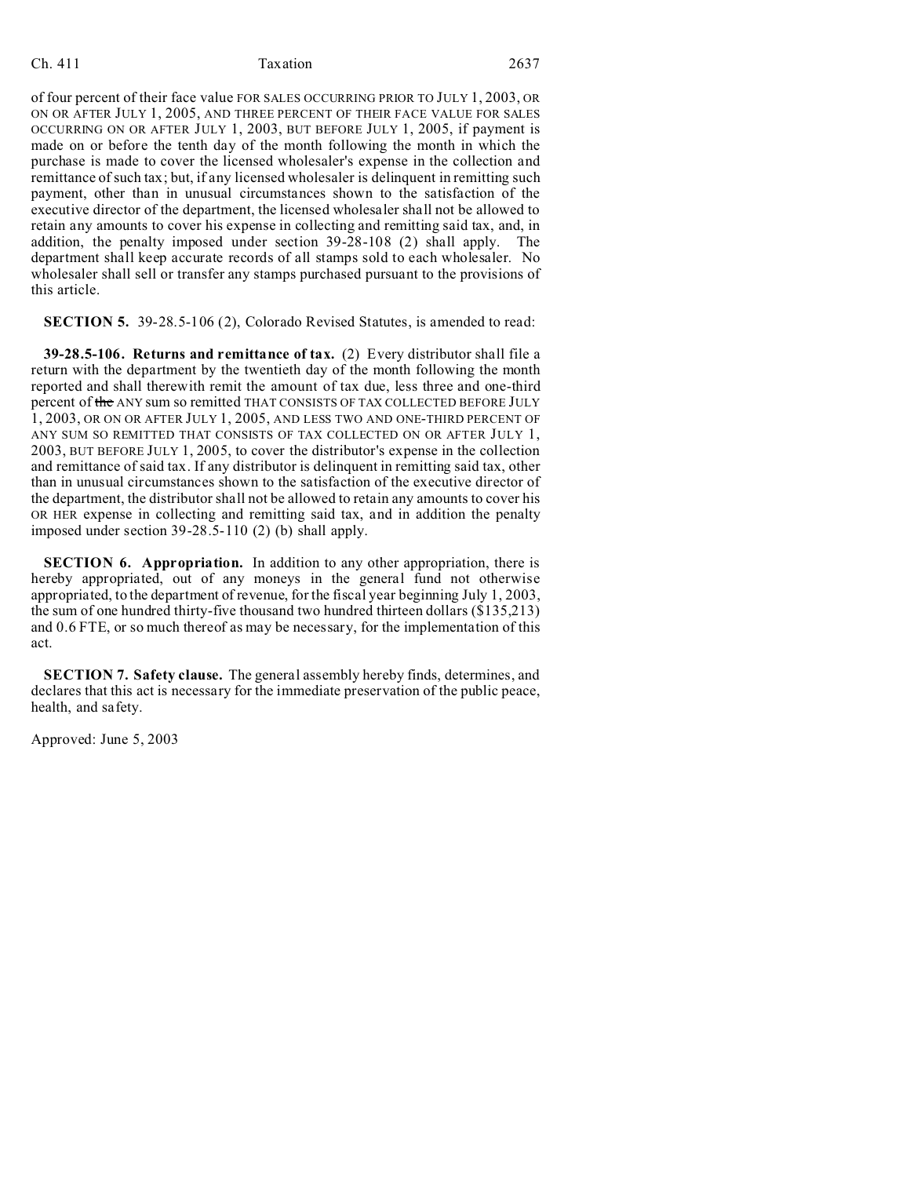of four percent of their face value FOR SALES OCCURRING PRIOR TO JULY 1, 2003, OR ON OR AFTER JULY 1, 2005, AND THREE PERCENT OF THEIR FACE VALUE FOR SALES OCCURRING ON OR AFTER JULY 1, 2003, BUT BEFORE JULY 1, 2005, if payment is made on or before the tenth day of the month following the month in which the purchase is made to cover the licensed wholesaler's expense in the collection and remittance of such tax; but, if any licensed wholesaler is delinquent in remitting such payment, other than in unusual circumstances shown to the satisfaction of the executive director of the department, the licensed wholesaler shall not be allowed to retain any amounts to cover his expense in collecting and remitting said tax, and, in addition, the penalty imposed under section 39-28-108 (2) shall apply. The department shall keep accurate records of all stamps sold to each wholesaler. No wholesaler shall sell or transfer any stamps purchased pursuant to the provisions of this article.

**SECTION 5.** 39-28.5-106 (2), Colorado Revised Statutes, is amended to read:

**39-28.5-106. Returns and remittance of tax.** (2) Every distributor shall file a return with the department by the twentieth day of the month following the month reported and shall therewith remit the amount of tax due, less three and one-third percent of ~~the~~ ANY sum so remitted THAT CONSISTS OF TAX COLLECTED BEFORE JULY 1, 2003, OR ON OR AFTER JULY 1, 2005, AND LESS TWO AND ONE-THIRD PERCENT OF ANY SUM SO REMITTED THAT CONSISTS OF TAX COLLECTED ON OR AFTER JULY 1, 2003, BUT BEFORE JULY 1, 2005, to cover the distributor's expense in the collection and remittance of said tax. If any distributor is delinquent in remitting said tax, other than in unusual circumstances shown to the satisfaction of the executive director of the department, the distributor shall not be allowed to retain any amounts to cover his OR HER expense in collecting and remitting said tax, and in addition the penalty imposed under section 39-28.5-110 (2) (b) shall apply.

**SECTION 6. Appropriation.** In addition to any other appropriation, there is hereby appropriated, out of any moneys in the general fund not otherwise appropriated, to the department of revenue, for the fiscal year beginning July 1, 2003, the sum of one hundred thirty-five thousand two hundred thirteen dollars ($135,213) and 0.6 FTE, or so much thereof as may be necessary, for the implementation of this act.

**SECTION 7. Safety clause.** The general assembly hereby finds, determines, and declares that this act is necessary for the immediate preservation of the public peace, health, and safety.

Approved: June 5, 2003